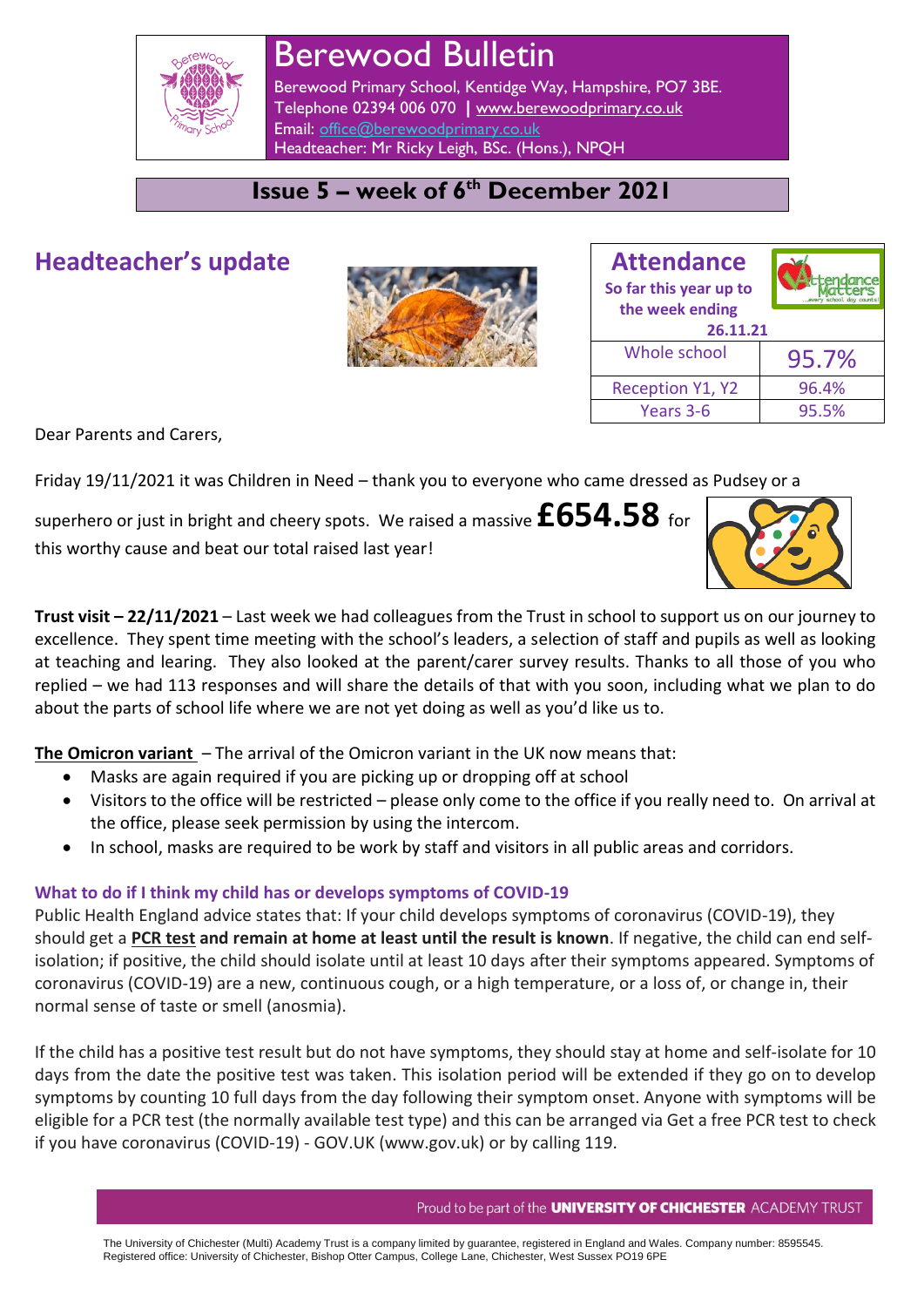# Berewood Bulletin

Berewood Primary School, Kentidge Way, Hampshire, PO7 3BE.
Telephone 02394 006 070 | www.berewoodprimary.co.uk
Email: office@berewoodprimary.co.uk
Headteacher: Mr Ricky Leigh, BSc. (Hons.), NPQH

## Issue 5 – week of 6th December 2021

## Headteacher's update

| Attendance So far this year up to the week ending 26.11.21 | |
|---|---|
| Whole school | 95.7% |
| Reception Y1, Y2 | 96.4% |
| Years 3-6 | 95.5% |

Dear Parents and Carers,

Friday 19/11/2021 it was Children in Need – thank you to everyone who came dressed as Pudsey or a superhero or just in bright and cheery spots. We raised a massive **£654.58** for this worthy cause and beat our total raised last year!

**Trust visit – 22/11/2021** – Last week we had colleagues from the Trust in school to support us on our journey to excellence. They spent time meeting with the school's leaders, a selection of staff and pupils as well as looking at teaching and learing. They also looked at the parent/carer survey results. Thanks to all those of you who replied – we had 113 responses and will share the details of that with you soon, including what we plan to do about the parts of school life where we are not yet doing as well as you'd like us to.

**The Omicron variant** – The arrival of the Omicron variant in the UK now means that:

- Masks are again required if you are picking up or dropping off at school
- Visitors to the office will be restricted – please only come to the office if you really need to. On arrival at the office, please seek permission by using the intercom.
- In school, masks are required to be work by staff and visitors in all public areas and corridors.

### What to do if I think my child has or develops symptoms of COVID-19

Public Health England advice states that: If your child develops symptoms of coronavirus (COVID-19), they should get a **PCR test and remain at home at least until the result is known**. If negative, the child can end self-isolation; if positive, the child should isolate until at least 10 days after their symptoms appeared. Symptoms of coronavirus (COVID-19) are a new, continuous cough, or a high temperature, or a loss of, or change in, their normal sense of taste or smell (anosmia).

If the child has a positive test result but do not have symptoms, they should stay at home and self-isolate for 10 days from the date the positive test was taken. This isolation period will be extended if they go on to develop symptoms by counting 10 full days from the day following their symptom onset. Anyone with symptoms will be eligible for a PCR test (the normally available test type) and this can be arranged via Get a free PCR test to check if you have coronavirus (COVID-19) - GOV.UK (www.gov.uk) or by calling 119.

Proud to be part of the **UNIVERSITY OF CHICHESTER** ACADEMY TRUST

The University of Chichester (Multi) Academy Trust is a company limited by guarantee, registered in England and Wales. Company number: 8595545. Registered office: University of Chichester, Bishop Otter Campus, College Lane, Chichester, West Sussex PO19 6PE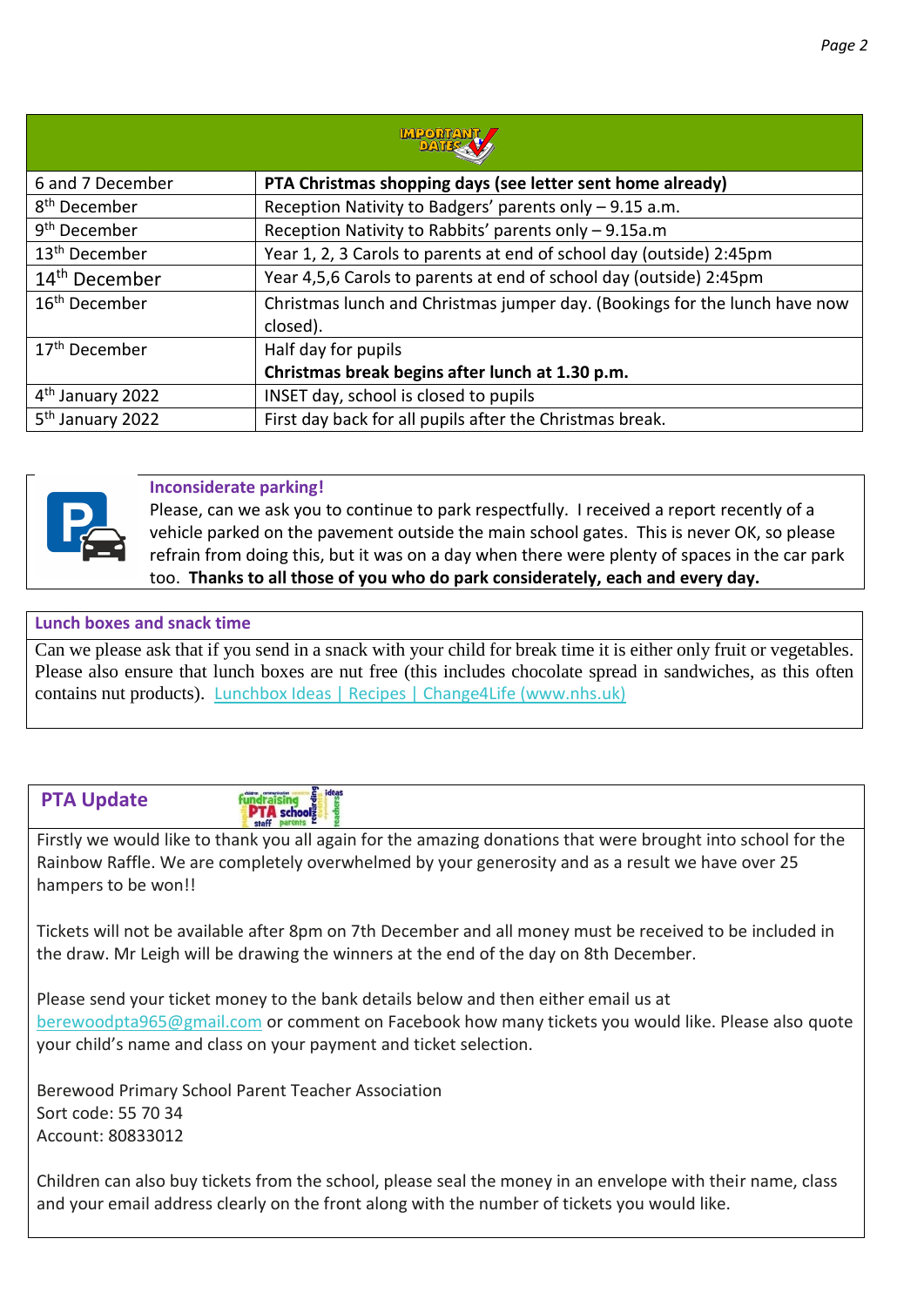## Important Dates

| | |
|---|---|
| 6 and 7 December | **PTA Christmas shopping days (see letter sent home already)** |
| 8th December | Reception Nativity to Badgers' parents only – 9.15 a.m. |
| 9th December | Reception Nativity to Rabbits' parents only – 9.15a.m |
| 13th December | Year 1, 2, 3 Carols to parents at end of school day (outside) 2:45pm |
| 14th December | Year 4,5,6 Carols to parents at end of school day (outside) 2:45pm |
| 16th December | Christmas lunch and Christmas jumper day. (Bookings for the lunch have now closed). |
| 17th December | Half day for pupils<br>**Christmas break begins after lunch at 1.30 p.m.** |
| 4th January 2022 | INSET day, school is closed to pupils |
| 5th January 2022 | First day back for all pupils after the Christmas break. |

### Inconsiderate parking!

Please, can we ask you to continue to park respectfully. I received a report recently of a vehicle parked on the pavement outside the main school gates. This is never OK, so please refrain from doing this, but it was on a day when there were plenty of spaces in the car park too. **Thanks to all those of you who do park considerately, each and every day.**

### Lunch boxes and snack time

Can we please ask that if you send in a snack with your child for break time it is either only fruit or vegetables. Please also ensure that lunch boxes are nut free (this includes chocolate spread in sandwiches, as this often contains nut products). Lunchbox Ideas | Recipes | Change4Life (www.nhs.uk)

### PTA Update

Firstly we would like to thank you all again for the amazing donations that were brought into school for the Rainbow Raffle. We are completely overwhelmed by your generosity and as a result we have over 25 hampers to be won!!

Tickets will not be available after 8pm on 7th December and all money must be received to be included in the draw. Mr Leigh will be drawing the winners at the end of the day on 8th December.

Please send your ticket money to the bank details below and then either email us at berewoodpta965@gmail.com or comment on Facebook how many tickets you would like. Please also quote your child's name and class on your payment and ticket selection.

Berewood Primary School Parent Teacher Association
Sort code: 55 70 34
Account: 80833012

Children can also buy tickets from the school, please seal the money in an envelope with their name, class and your email address clearly on the front along with the number of tickets you would like.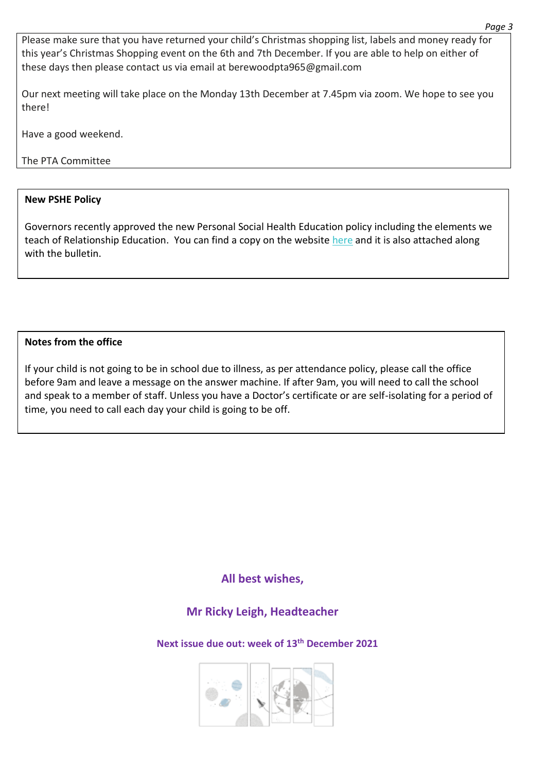Please make sure that you have returned your child's Christmas shopping list, labels and money ready for this year's Christmas Shopping event on the 6th and 7th December. If you are able to help on either of these days then please contact us via email at berewoodpta965@gmail.com

Our next meeting will take place on the Monday 13th December at 7.45pm via zoom. We hope to see you there!

Have a good weekend.

The PTA Committee

**New PSHE Policy**

Governors recently approved the new Personal Social Health Education policy including the elements we teach of Relationship Education. You can find a copy on the website here and it is also attached along with the bulletin.

**Notes from the office**

If your child is not going to be in school due to illness, as per attendance policy, please call the office before 9am and leave a message on the answer machine. If after 9am, you will need to call the school and speak to a member of staff. Unless you have a Doctor's certificate or are self-isolating for a period of time, you need to call each day your child is going to be off.

**All best wishes,**

**Mr Ricky Leigh, Headteacher**

**Next issue due out: week of 13th December 2021**